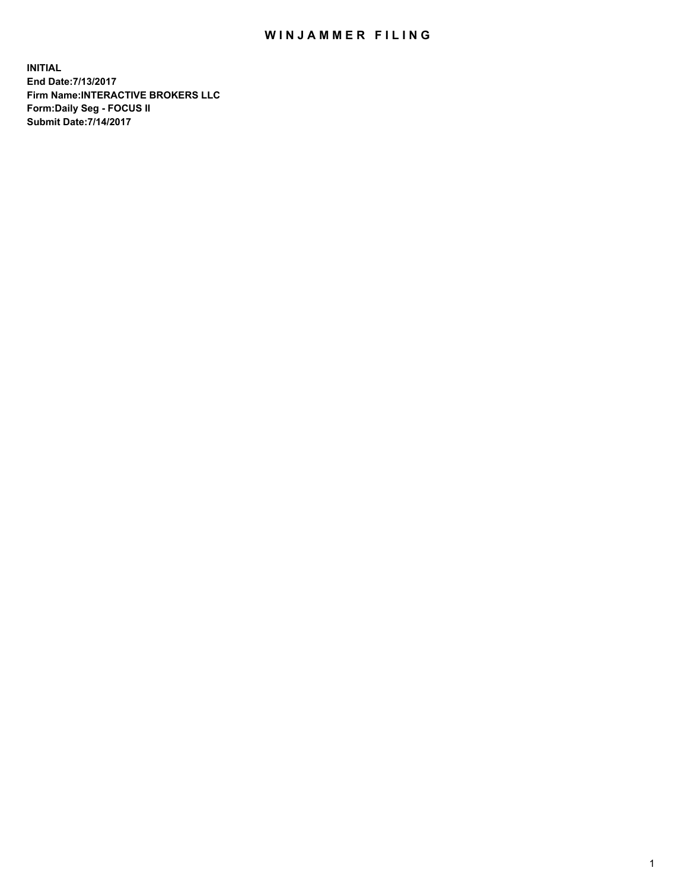# WINJAMMER FILING

**INITIAL**
**End Date:7/13/2017**
**Firm Name:INTERACTIVE BROKERS LLC**
**Form:Daily Seg - FOCUS II**
**Submit Date:7/14/2017**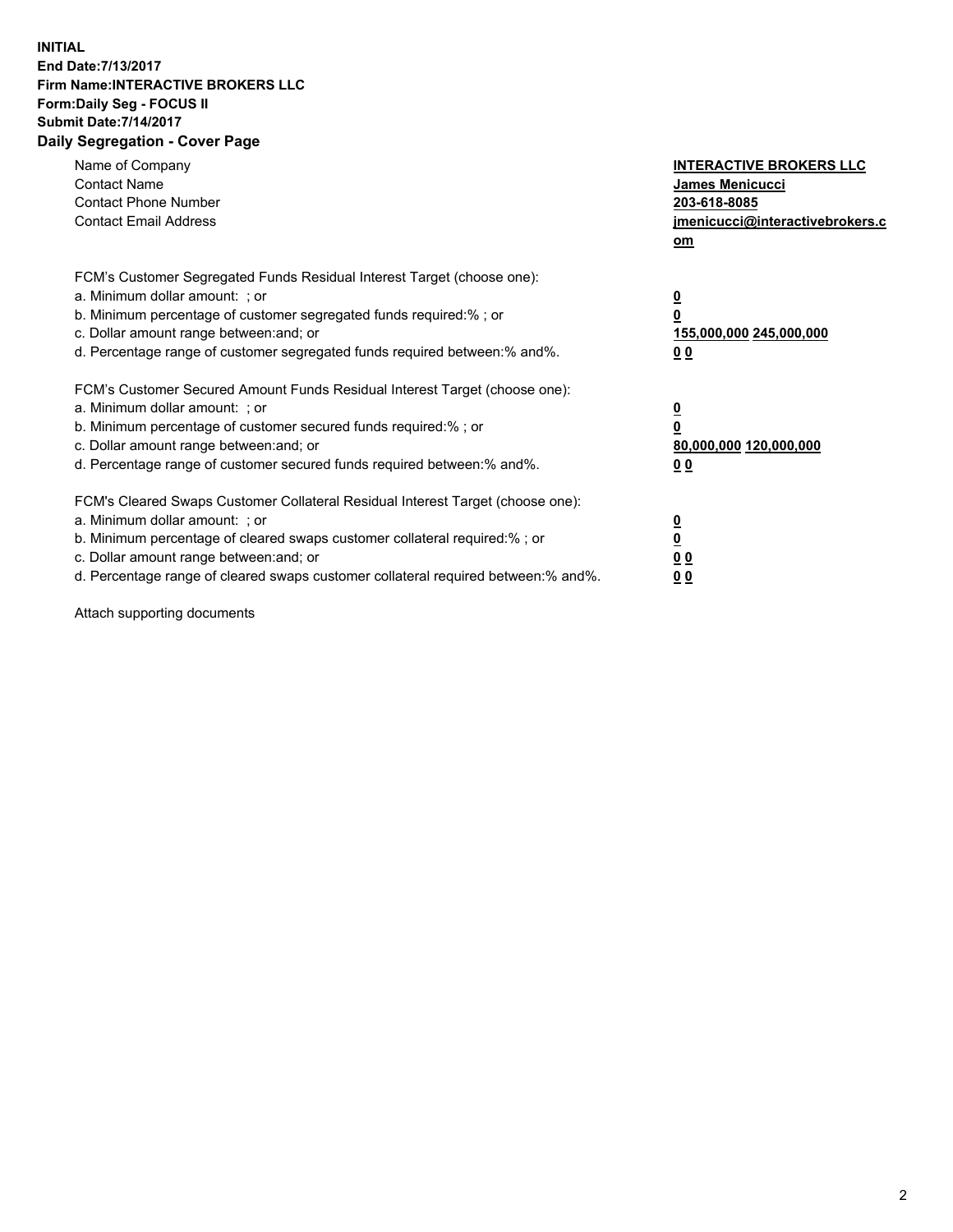**INITIAL**
**End Date:7/13/2017**
**Firm Name:INTERACTIVE BROKERS LLC**
**Form:Daily Seg - FOCUS II**
**Submit Date:7/14/2017**

## Daily Segregation - Cover Page

| | |
|---|---|
| Name of Company | **INTERACTIVE BROKERS LLC** |
| Contact Name | **James Menicucci** |
| Contact Phone Number | **203-618-8085** |
| Contact Email Address | **jmenicucci@interactivebrokers.com** |

FCM's Customer Segregated Funds Residual Interest Target (choose one):

| | |
|---|---|
| a. Minimum dollar amount: ; or | **0** |
| b. Minimum percentage of customer segregated funds required:% ; or | **0** |
| c. Dollar amount range between:and; or | **155,000,000 245,000,000** |
| d. Percentage range of customer segregated funds required between:% and%. | **0 0** |

FCM's Customer Secured Amount Funds Residual Interest Target (choose one):

| | |
|---|---|
| a. Minimum dollar amount: ; or | **0** |
| b. Minimum percentage of customer secured funds required:% ; or | **0** |
| c. Dollar amount range between:and; or | **80,000,000 120,000,000** |
| d. Percentage range of customer secured funds required between:% and%. | **0 0** |

FCM's Cleared Swaps Customer Collateral Residual Interest Target (choose one):

| | |
|---|---|
| a. Minimum dollar amount: ; or | **0** |
| b. Minimum percentage of cleared swaps customer collateral required:% ; or | **0** |
| c. Dollar amount range between:and; or | **0 0** |
| d. Percentage range of cleared swaps customer collateral required between:% and%. | **0 0** |

Attach supporting documents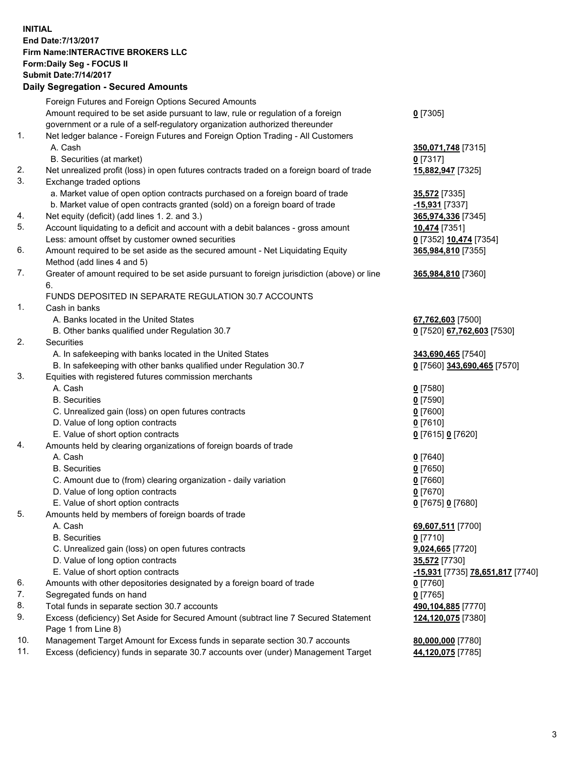**INITIAL**
**End Date:7/13/2017**
**Firm Name:INTERACTIVE BROKERS LLC**
**Form:Daily Seg - FOCUS II**
**Submit Date:7/14/2017**

### Daily Segregation - Secured Amounts

| | | |
|---|---|---|
| | Foreign Futures and Foreign Options Secured Amounts | |
| | Amount required to be set aside pursuant to law, rule or regulation of a foreign government or a rule of a self-regulatory organization authorized thereunder | **0** [7305] |
| 1. | Net ledger balance - Foreign Futures and Foreign Option Trading - All Customers | |
| | A. Cash | **350,071,748** [7315] |
| | B. Securities (at market) | **0** [7317] |
| 2. | Net unrealized profit (loss) in open futures contracts traded on a foreign board of trade | **15,882,947** [7325] |
| 3. | Exchange traded options | |
| | a. Market value of open option contracts purchased on a foreign board of trade | **35,572** [7335] |
| | b. Market value of open contracts granted (sold) on a foreign board of trade | **-15,931** [7337] |
| 4. | Net equity (deficit) (add lines 1. 2. and 3.) | **365,974,336** [7345] |
| 5. | Account liquidating to a deficit and account with a debit balances - gross amount | **10,474** [7351] |
| | Less: amount offset by customer owned securities | **0** [7352] **10,474** [7354] |
| 6. | Amount required to be set aside as the secured amount - Net Liquidating Equity Method (add lines 4 and 5) | **365,984,810** [7355] |
| 7. | Greater of amount required to be set aside pursuant to foreign jurisdiction (above) or line 6. | **365,984,810** [7360] |
| | FUNDS DEPOSITED IN SEPARATE REGULATION 30.7 ACCOUNTS | |
| 1. | Cash in banks | |
| | A. Banks located in the United States | **67,762,603** [7500] |
| | B. Other banks qualified under Regulation 30.7 | **0** [7520] **67,762,603** [7530] |
| 2. | Securities | |
| | A. In safekeeping with banks located in the United States | **343,690,465** [7540] |
| | B. In safekeeping with other banks qualified under Regulation 30.7 | **0** [7560] **343,690,465** [7570] |
| 3. | Equities with registered futures commission merchants | |
| | A. Cash | **0** [7580] |
| | B. Securities | **0** [7590] |
| | C. Unrealized gain (loss) on open futures contracts | **0** [7600] |
| | D. Value of long option contracts | **0** [7610] |
| | E. Value of short option contracts | **0** [7615] **0** [7620] |
| 4. | Amounts held by clearing organizations of foreign boards of trade | |
| | A. Cash | **0** [7640] |
| | B. Securities | **0** [7650] |
| | C. Amount due to (from) clearing organization - daily variation | **0** [7660] |
| | D. Value of long option contracts | **0** [7670] |
| | E. Value of short option contracts | **0** [7675] **0** [7680] |
| 5. | Amounts held by members of foreign boards of trade | |
| | A. Cash | **69,607,511** [7700] |
| | B. Securities | **0** [7710] |
| | C. Unrealized gain (loss) on open futures contracts | **9,024,665** [7720] |
| | D. Value of long option contracts | **35,572** [7730] |
| | E. Value of short option contracts | **-15,931** [7735] **78,651,817** [7740] |
| 6. | Amounts with other depositories designated by a foreign board of trade | **0** [7760] |
| 7. | Segregated funds on hand | **0** [7765] |
| 8. | Total funds in separate section 30.7 accounts | **490,104,885** [7770] |
| 9. | Excess (deficiency) Set Aside for Secured Amount (subtract line 7 Secured Statement Page 1 from Line 8) | **124,120,075** [7380] |
| 10. | Management Target Amount for Excess funds in separate section 30.7 accounts | **80,000,000** [7780] |
| 11. | Excess (deficiency) funds in separate 30.7 accounts over (under) Management Target | **44,120,075** [7785] |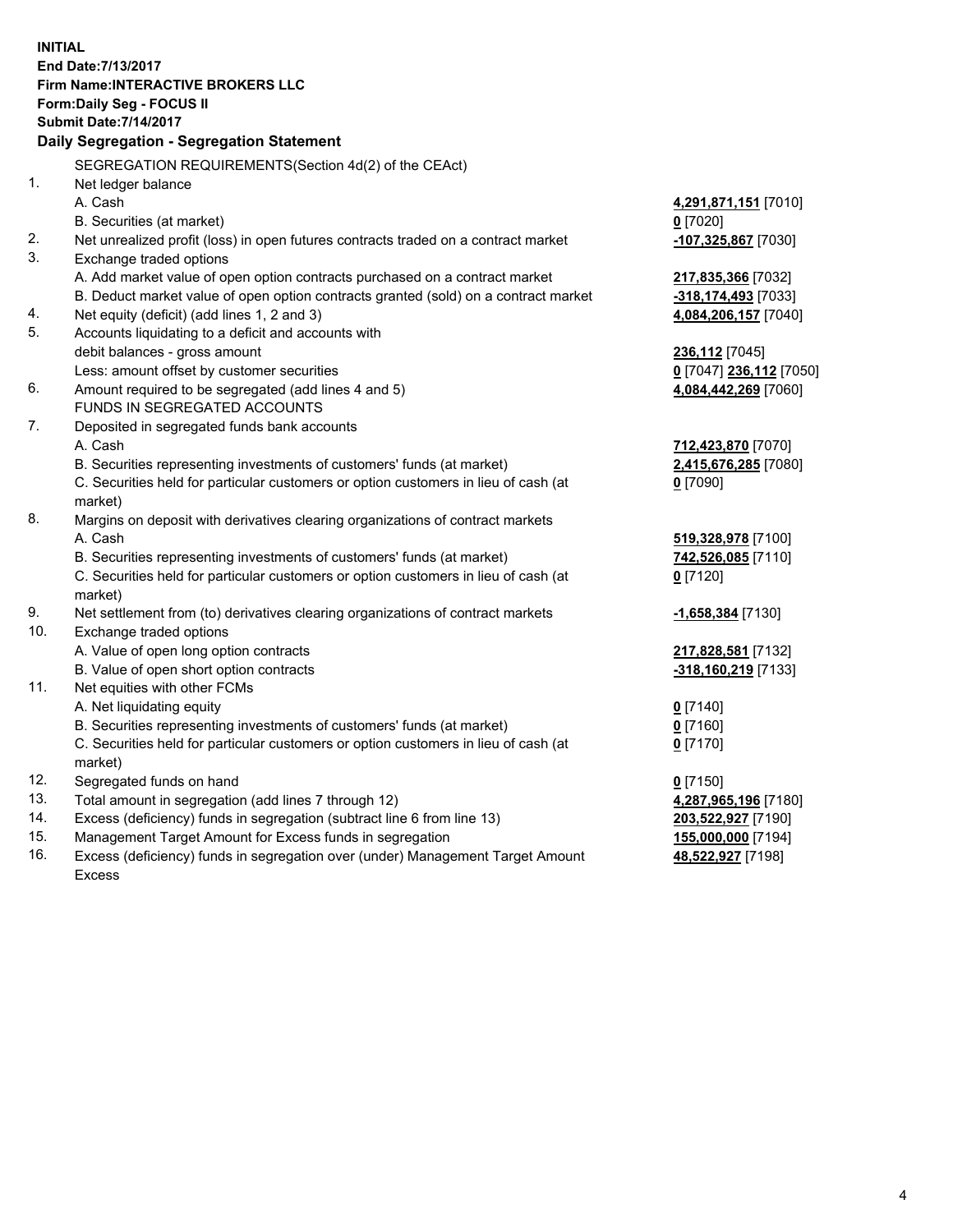**INITIAL**
**End Date:7/13/2017**
**Firm Name:INTERACTIVE BROKERS LLC**
**Form:Daily Seg - FOCUS II**
**Submit Date:7/14/2017**

## Daily Segregation - Segregation Statement

SEGREGATION REQUIREMENTS(Section 4d(2) of the CEAct)

| | | |
|---|---|---|
| 1. | Net ledger balance | |
| | A. Cash | **4,291,871,151** [7010] |
| | B. Securities (at market) | **0** [7020] |
| 2. | Net unrealized profit (loss) in open futures contracts traded on a contract market | **-107,325,867** [7030] |
| 3. | Exchange traded options | |
| | A. Add market value of open option contracts purchased on a contract market | **217,835,366** [7032] |
| | B. Deduct market value of open option contracts granted (sold) on a contract market | **-318,174,493** [7033] |
| 4. | Net equity (deficit) (add lines 1, 2 and 3) | **4,084,206,157** [7040] |
| 5. | Accounts liquidating to a deficit and accounts with debit balances - gross amount | **236,112** [7045] |
| | Less: amount offset by customer securities | **0** [7047] **236,112** [7050] |
| 6. | Amount required to be segregated (add lines 4 and 5) | **4,084,442,269** [7060] |
| | FUNDS IN SEGREGATED ACCOUNTS | |
| 7. | Deposited in segregated funds bank accounts | |
| | A. Cash | **712,423,870** [7070] |
| | B. Securities representing investments of customers' funds (at market) | **2,415,676,285** [7080] |
| | C. Securities held for particular customers or option customers in lieu of cash (at market) | **0** [7090] |
| 8. | Margins on deposit with derivatives clearing organizations of contract markets | |
| | A. Cash | **519,328,978** [7100] |
| | B. Securities representing investments of customers' funds (at market) | **742,526,085** [7110] |
| | C. Securities held for particular customers or option customers in lieu of cash (at market) | **0** [7120] |
| 9. | Net settlement from (to) derivatives clearing organizations of contract markets | **-1,658,384** [7130] |
| 10. | Exchange traded options | |
| | A. Value of open long option contracts | **217,828,581** [7132] |
| | B. Value of open short option contracts | **-318,160,219** [7133] |
| 11. | Net equities with other FCMs | |
| | A. Net liquidating equity | **0** [7140] |
| | B. Securities representing investments of customers' funds (at market) | **0** [7160] |
| | C. Securities held for particular customers or option customers in lieu of cash (at market) | **0** [7170] |
| 12. | Segregated funds on hand | **0** [7150] |
| 13. | Total amount in segregation (add lines 7 through 12) | **4,287,965,196** [7180] |
| 14. | Excess (deficiency) funds in segregation (subtract line 6 from line 13) | **203,522,927** [7190] |
| 15. | Management Target Amount for Excess funds in segregation | **155,000,000** [7194] |
| 16. | Excess (deficiency) funds in segregation over (under) Management Target Amount Excess | **48,522,927** [7198] |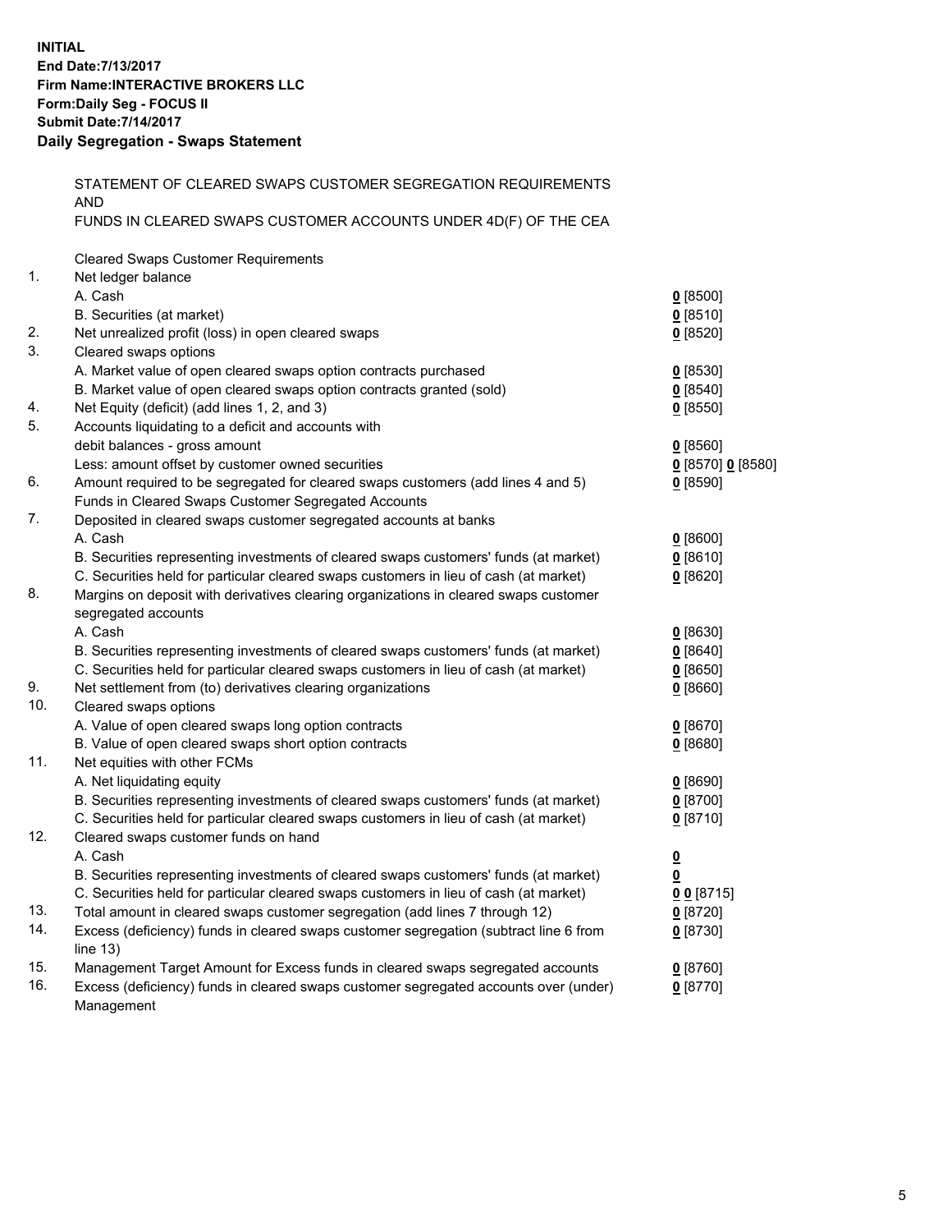**INITIAL**
**End Date:7/13/2017**
**Firm Name:INTERACTIVE BROKERS LLC**
**Form:Daily Seg - FOCUS II**
**Submit Date:7/14/2017**
**Daily Segregation - Swaps Statement**

STATEMENT OF CLEARED SWAPS CUSTOMER SEGREGATION REQUIREMENTS AND FUNDS IN CLEARED SWAPS CUSTOMER ACCOUNTS UNDER 4D(F) OF THE CEA

| | | |
|---|---|---|
| | Cleared Swaps Customer Requirements | |
| 1. | Net ledger balance | |
| | A. Cash | 0 [8500] |
| | B. Securities (at market) | 0 [8510] |
| 2. | Net unrealized profit (loss) in open cleared swaps | 0 [8520] |
| 3. | Cleared swaps options | |
| | A. Market value of open cleared swaps option contracts purchased | 0 [8530] |
| | B. Market value of open cleared swaps option contracts granted (sold) | 0 [8540] |
| 4. | Net Equity (deficit) (add lines 1, 2, and 3) | 0 [8550] |
| 5. | Accounts liquidating to a deficit and accounts with debit balances - gross amount | 0 [8560] |
| | Less: amount offset by customer owned securities | 0 [8570] 0 [8580] |
| 6. | Amount required to be segregated for cleared swaps customers (add lines 4 and 5) | 0 [8590] |
| | Funds in Cleared Swaps Customer Segregated Accounts | |
| 7. | Deposited in cleared swaps customer segregated accounts at banks | |
| | A. Cash | 0 [8600] |
| | B. Securities representing investments of cleared swaps customers' funds (at market) | 0 [8610] |
| | C. Securities held for particular cleared swaps customers in lieu of cash (at market) | 0 [8620] |
| 8. | Margins on deposit with derivatives clearing organizations in cleared swaps customer segregated accounts | |
| | A. Cash | 0 [8630] |
| | B. Securities representing investments of cleared swaps customers' funds (at market) | 0 [8640] |
| | C. Securities held for particular cleared swaps customers in lieu of cash (at market) | 0 [8650] |
| 9. | Net settlement from (to) derivatives clearing organizations | 0 [8660] |
| 10. | Cleared swaps options | |
| | A. Value of open cleared swaps long option contracts | 0 [8670] |
| | B. Value of open cleared swaps short option contracts | 0 [8680] |
| 11. | Net equities with other FCMs | |
| | A. Net liquidating equity | 0 [8690] |
| | B. Securities representing investments of cleared swaps customers' funds (at market) | 0 [8700] |
| | C. Securities held for particular cleared swaps customers in lieu of cash (at market) | 0 [8710] |
| 12. | Cleared swaps customer funds on hand | |
| | A. Cash | 0 |
| | B. Securities representing investments of cleared swaps customers' funds (at market) | 0 |
| | C. Securities held for particular cleared swaps customers in lieu of cash (at market) | 0 0 [8715] |
| 13. | Total amount in cleared swaps customer segregation (add lines 7 through 12) | 0 [8720] |
| 14. | Excess (deficiency) funds in cleared swaps customer segregation (subtract line 6 from line 13) | 0 [8730] |
| 15. | Management Target Amount for Excess funds in cleared swaps segregated accounts | 0 [8760] |
| 16. | Excess (deficiency) funds in cleared swaps customer segregated accounts over (under) Management | 0 [8770] |